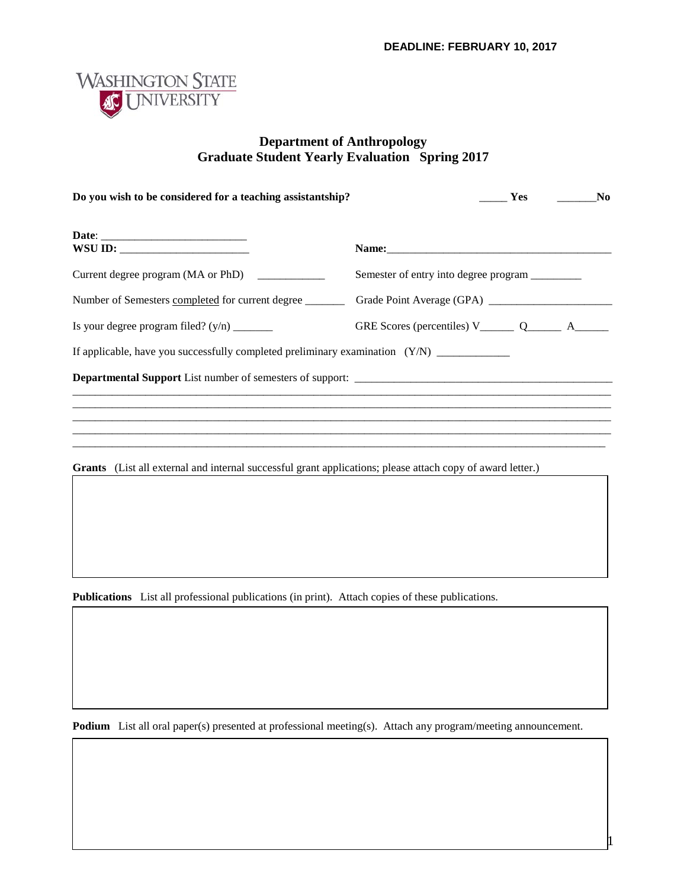**DEADLINE: FEBRUARY 10, 2017**

WASHINGTON STATE UNIVERSITY

## Department of Anthropology
## Graduate Student Yearly Evaluation Spring 2017

**Do you wish to be considered for a teaching assistantship?** _____ **Yes** _______**No**

**Date**: ___________________________

**WSU ID:** ________________________ **Name:**_________________________________________

Current degree program (MA or PhD) ____________ Semester of entry into degree program _________

Number of Semesters completed for current degree _______ Grade Point Average (GPA) ______________________

Is your degree program filed? (y/n) _______ GRE Scores (percentiles) V______ Q______ A______

If applicable, have you successfully completed preliminary examination (Y/N) _____________

**Departmental Support** List number of semesters of support: _______________________________________________

_____________________________________________________________________________________________
_____________________________________________________________________________________________
_____________________________________________________________________________________________
_____________________________________________________________________________________________
_____________________________________________________________________________________________

**Grants** (List all external and internal successful grant applications; please attach copy of award letter.)

**Publications** List all professional publications (in print). Attach copies of these publications.

**Podium** List all oral paper(s) presented at professional meeting(s). Attach any program/meeting announcement.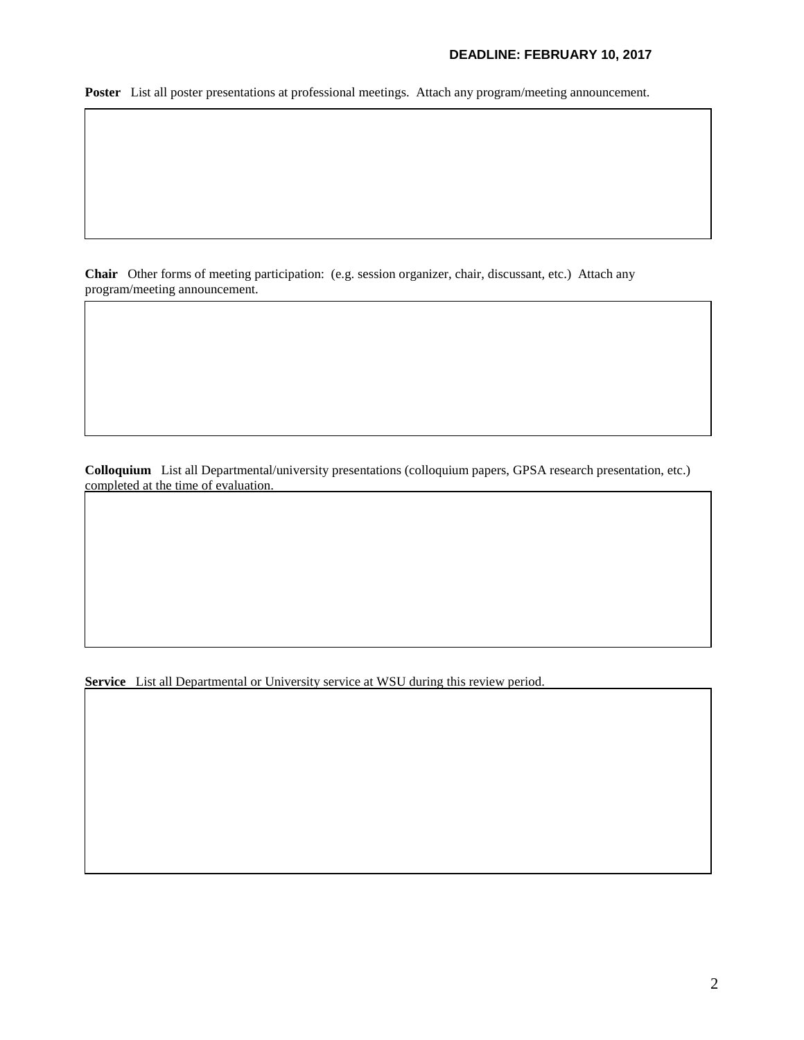**DEADLINE: FEBRUARY 10, 2017**

**Poster** List all poster presentations at professional meetings. Attach any program/meeting announcement.

**Chair** Other forms of meeting participation: (e.g. session organizer, chair, discussant, etc.) Attach any program/meeting announcement.

**Colloquium** List all Departmental/university presentations (colloquium papers, GPSA research presentation, etc.) completed at the time of evaluation.

**Service** List all Departmental or University service at WSU during this review period.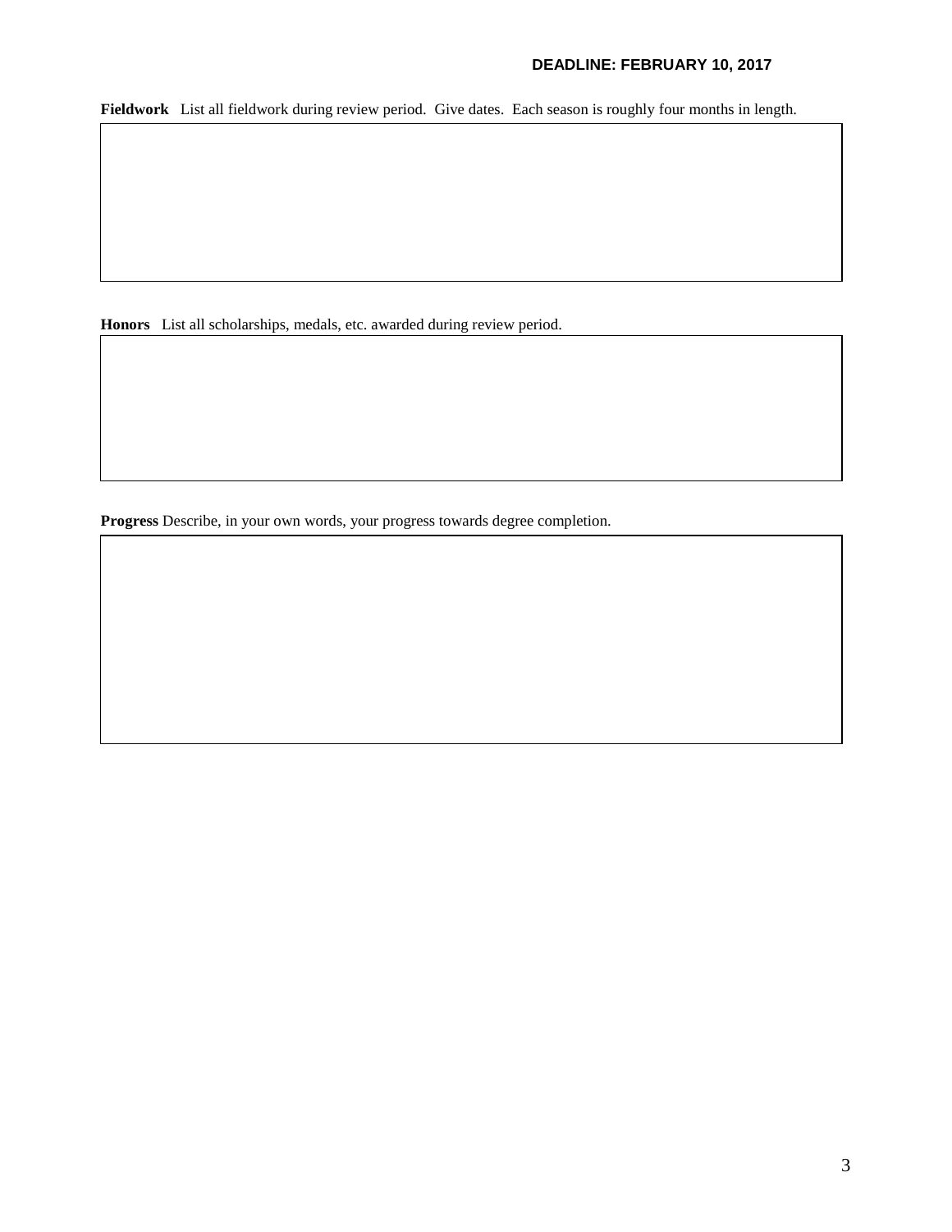**DEADLINE: FEBRUARY 10, 2017**

**Fieldwork** List all fieldwork during review period. Give dates. Each season is roughly four months in length.

**Honors** List all scholarships, medals, etc. awarded during review period.

**Progress** Describe, in your own words, your progress towards degree completion.